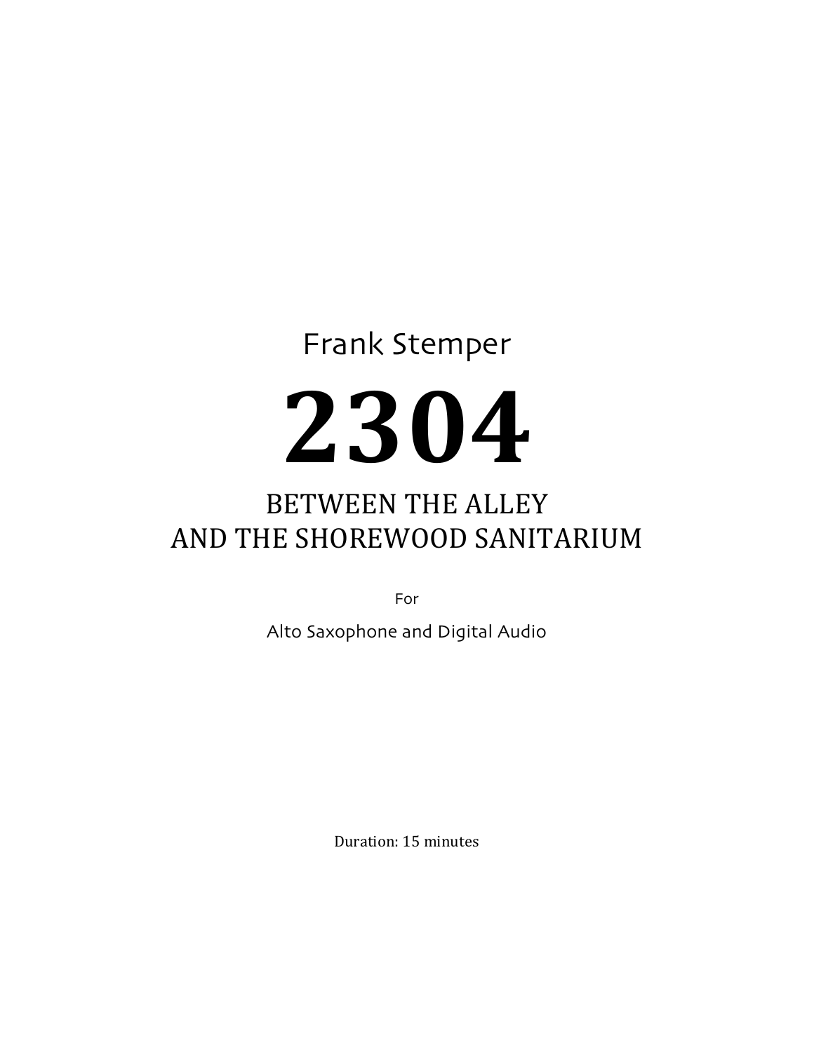Frank Stemper

# 2304

## BETWEEN THE ALLEY AND THE SHOREWOOD SANITARIUM

For

Alto Saxophone and Digital Audio

Duration: 15 minutes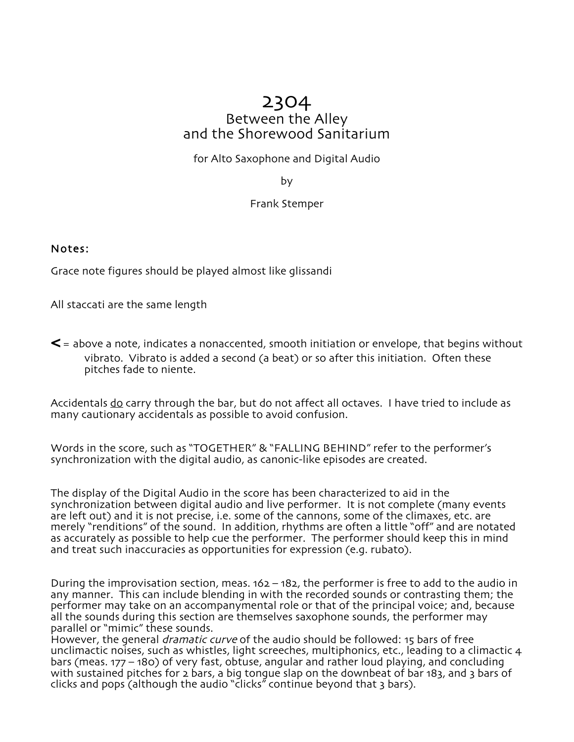# 2304
## Between the Alley
## and the Shorewood Sanitarium

for Alto Saxophone and Digital Audio

by

Frank Stemper

### Notes:

Grace note figures should be played almost like glissandi

All staccati are the same length

**<** = above a note, indicates a nonaccented, smooth initiation or envelope, that begins without vibrato. Vibrato is added a second (a beat) or so after this initiation. Often these pitches fade to niente.

Accidentals do carry through the bar, but do not affect all octaves. I have tried to include as many cautionary accidentals as possible to avoid confusion.

Words in the score, such as "TOGETHER" & "FALLING BEHIND" refer to the performer's synchronization with the digital audio, as canonic-like episodes are created.

The display of the Digital Audio in the score has been characterized to aid in the synchronization between digital audio and live performer. It is not complete (many events are left out) and it is not precise, i.e. some of the cannons, some of the climaxes, etc. are merely "renditions" of the sound. In addition, rhythms are often a little "off" and are notated as accurately as possible to help cue the performer. The performer should keep this in mind and treat such inaccuracies as opportunities for expression (e.g. rubato).

During the improvisation section, meas. 162 – 182, the performer is free to add to the audio in any manner. This can include blending in with the recorded sounds or contrasting them; the performer may take on an accompanymental role or that of the principal voice; and, because all the sounds during this section are themselves saxophone sounds, the performer may parallel or "mimic" these sounds.
However, the general *dramatic curve* of the audio should be followed: 15 bars of free unclimactic noises, such as whistles, light screeches, multiphonics, etc., leading to a climactic 4 bars (meas. 177 – 180) of very fast, obtuse, angular and rather loud playing, and concluding with sustained pitches for 2 bars, a big tongue slap on the downbeat of bar 183, and 3 bars of clicks and pops (although the audio "clicks" continue beyond that 3 bars).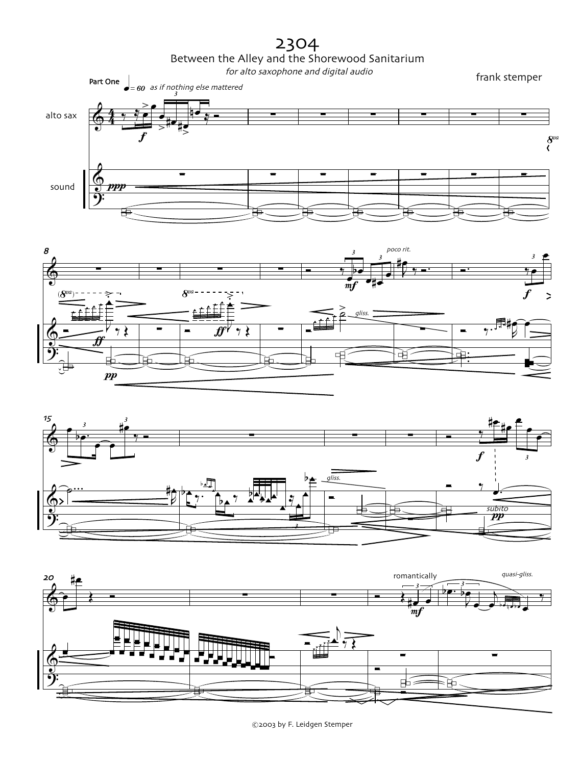# 2304

## Between the Alley and the Shorewood Sanitarium

*for alto saxophone and digital audio*

frank stemper

**Part One** ♩= 60 *as if nothing else mattered*

alto sax

sound

*poco rit.*

*gliss.*

*subito* **pp**

romantically

*quasi-gliss.*

©2003 by F. Leidgen Stemper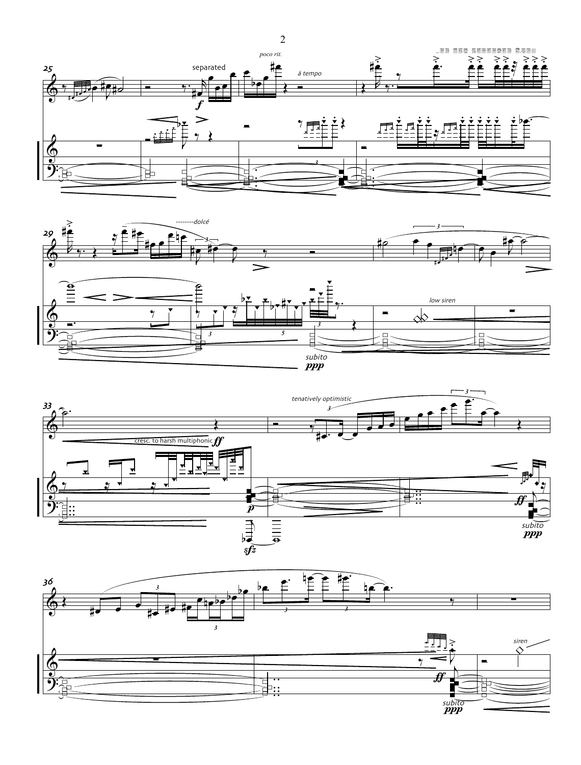separated

*poco rit.*

*á tempo*

--------*dolcé*

*low siren*

*subito* ***ppp***

*tenatively optimistic*

cresc. to harsh multiphonic ***ff***

***p***

***sfz***

***ff***

*subito* ***ppp***

***ff***

*subito* ***ppp***

*siren*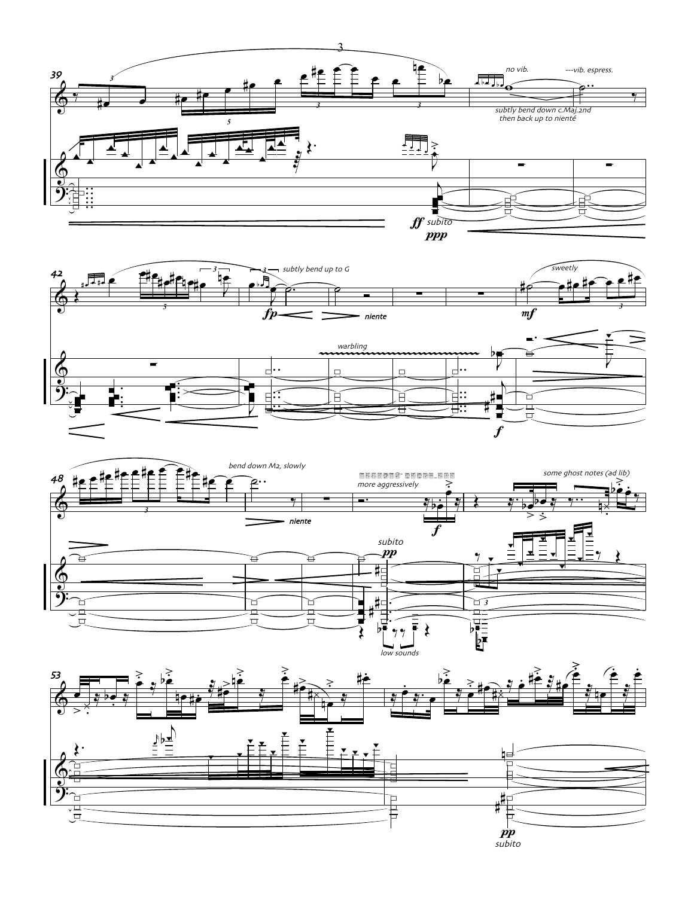39

*no vib.* *---vib. espress.*

*subtly bend down c.Maj.2nd then back up to nienté*

***ff*** *subito*

***ppp***

42

*subtly bend up to G*

***fp*** *niente*

*warbling*

*sweetly*

***mf***

***f***

48

*bend down M2, slowly*

*niente*

*more aggressively*

*subito* ***pp***

***f***

*low sounds*

*some ghost notes (ad lib)*

53

***pp*** *subito*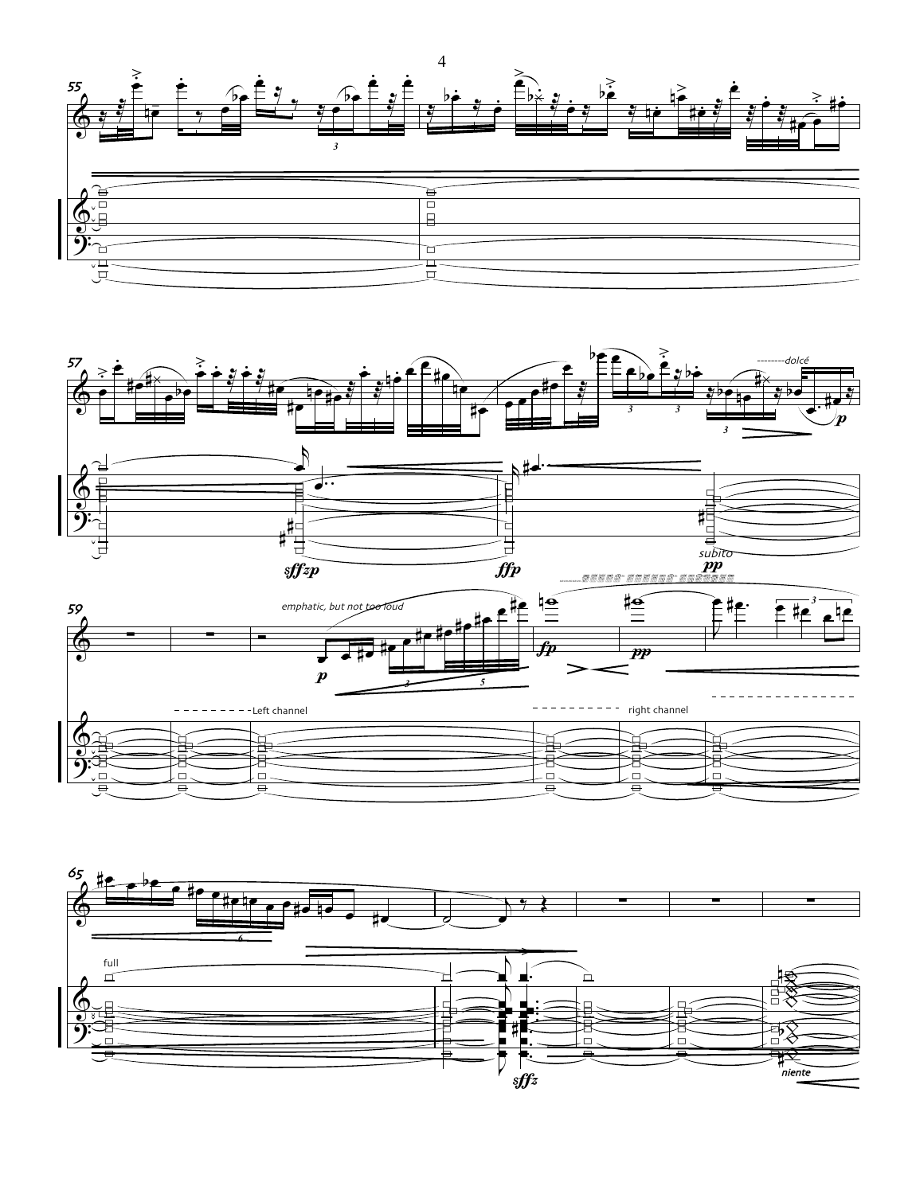55

57

--------dolcé

*sffzp*

*ffp*

subito *pp*

59

emphatic, but not too loud

*p*

*fp*

*pp*

- - - - - - - - - Left channel

- - - - - - - - - - right channel

65

full

*sffz*

niente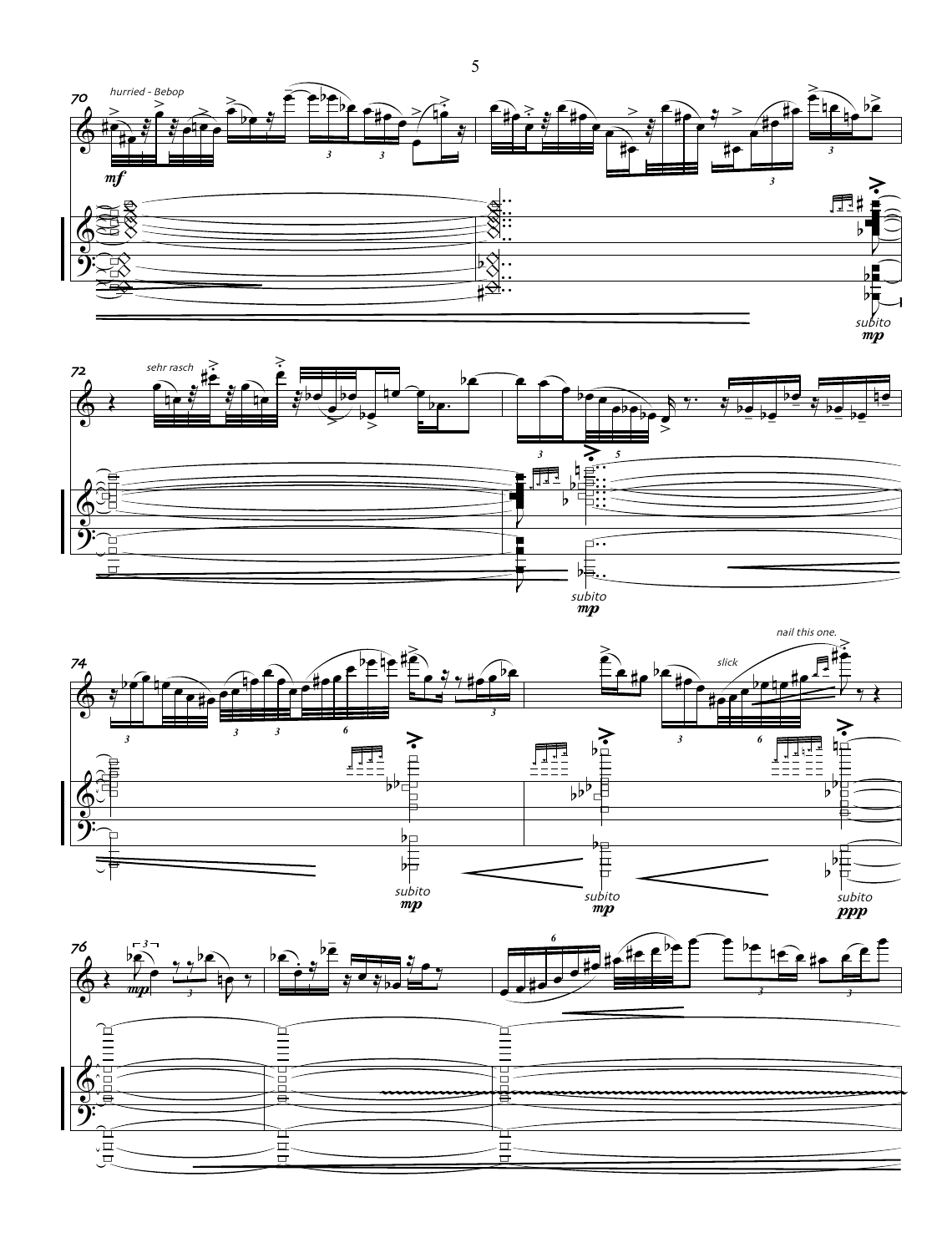70 *hurried - Bebop*

*mf*

*subito* *mp*

72 *sehr rasch*

*subito* *mp*

74

*nail this one.*

*slick*

*subito* *mp*

*subito* *mp*

*subito* *ppp*

76

*mp*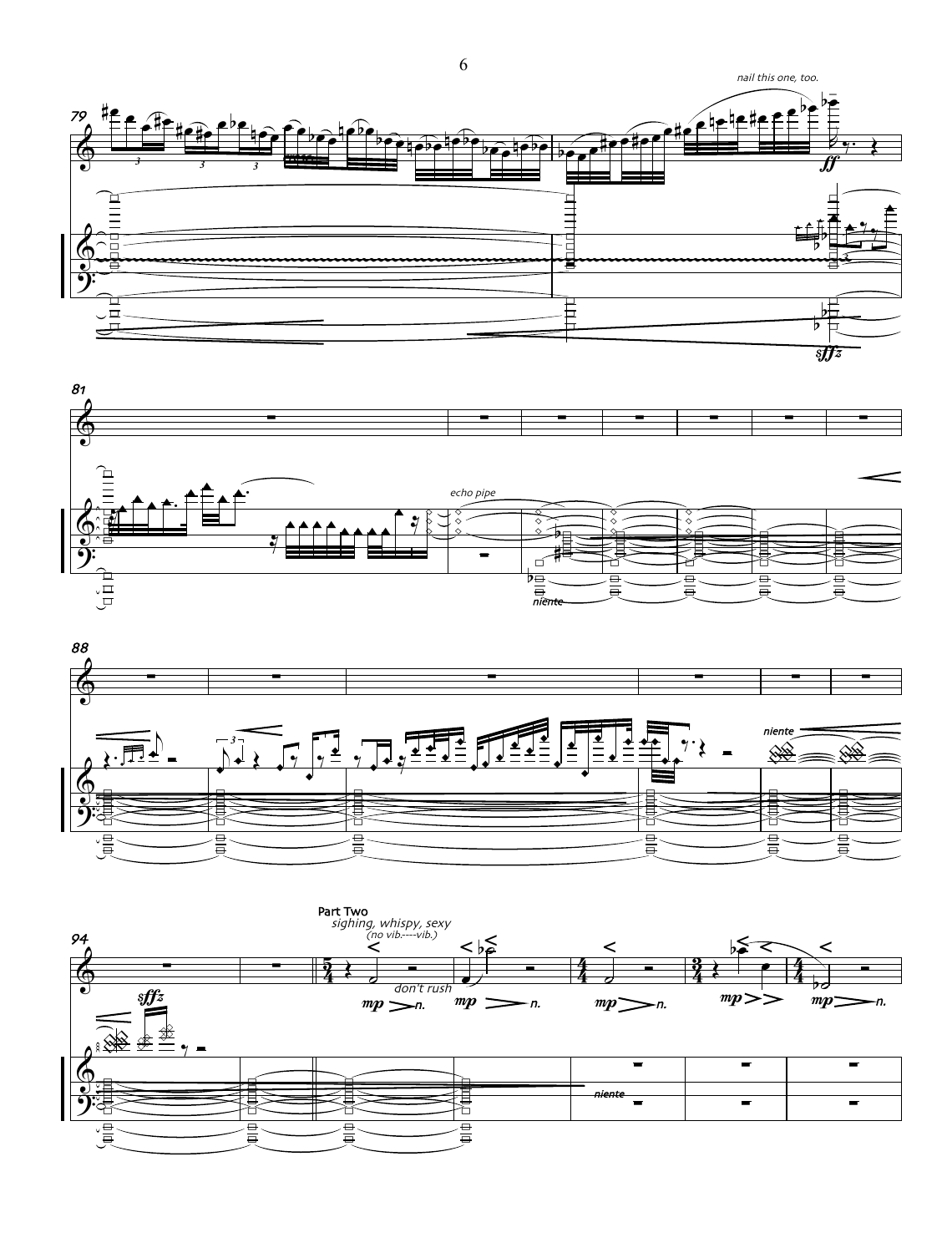*nail this one, too.*

*echo pipe*

*niente*

**Part Two**

*sighing, whispy, sexy*

*(no vib.----vib.)*

*don't rush*

*niente*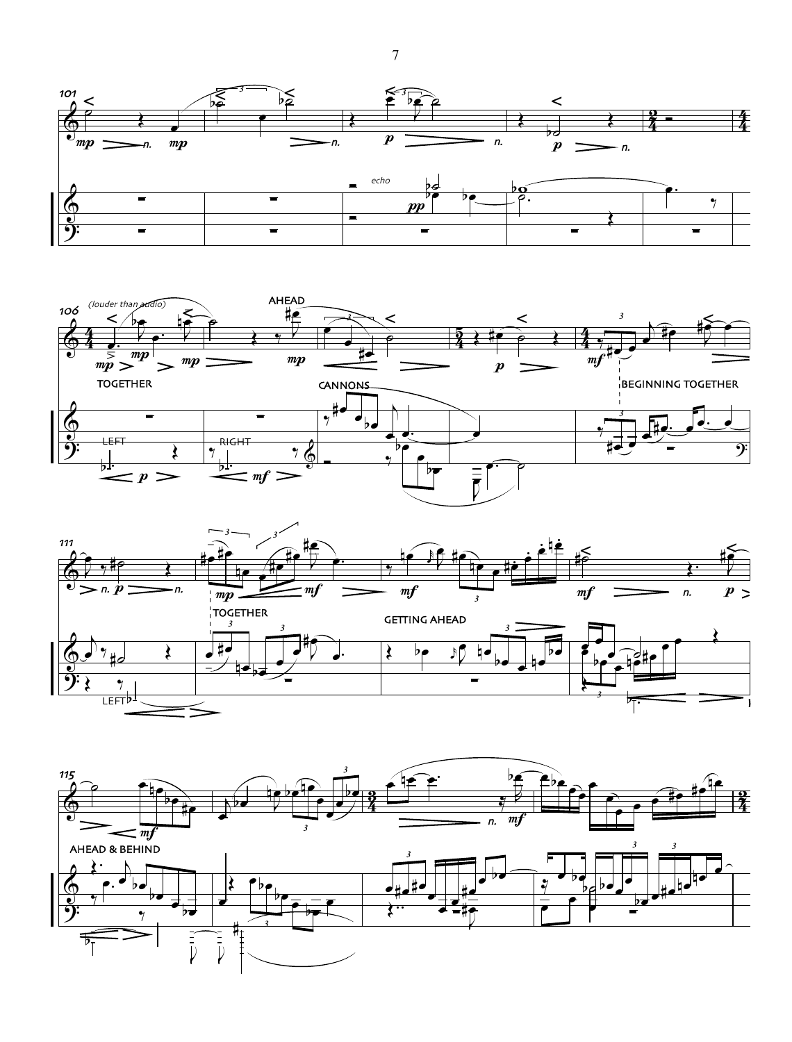101

echo

106

(louder than audio)

AHEAD

TOGETHER

CANNONS

BEGINNING TOGETHER

LEFT

RIGHT

111

TOGETHER

GETTING AHEAD

LEFT

115

AHEAD & BEHIND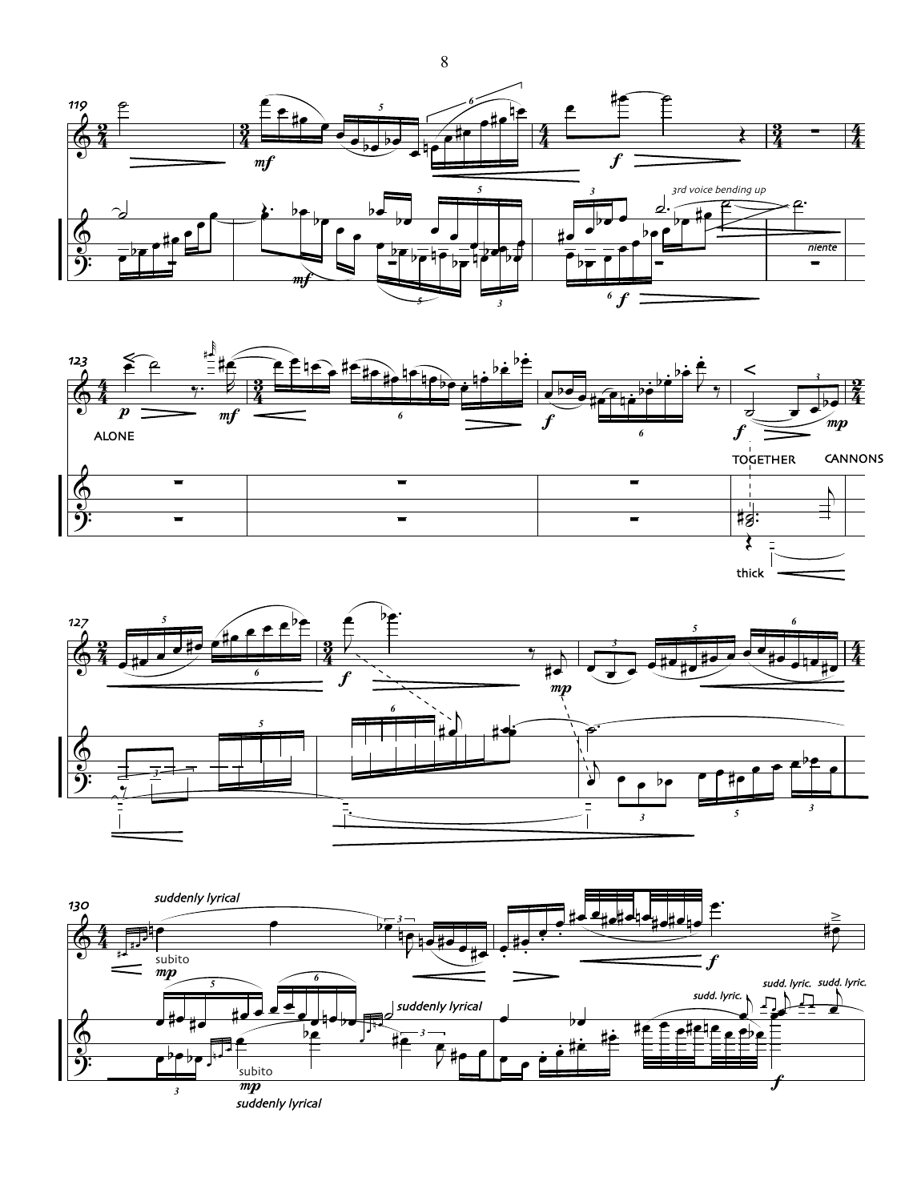119

3rd voice bending up

niente

123

ALONE

TOGETHER

CANNONS

thick

127

130

*suddenly lyrical*

subito

*suddenly lyrical*

sudd. lyric.

sudd. lyric.

sudd. lyric.

subito

*suddenly lyrical*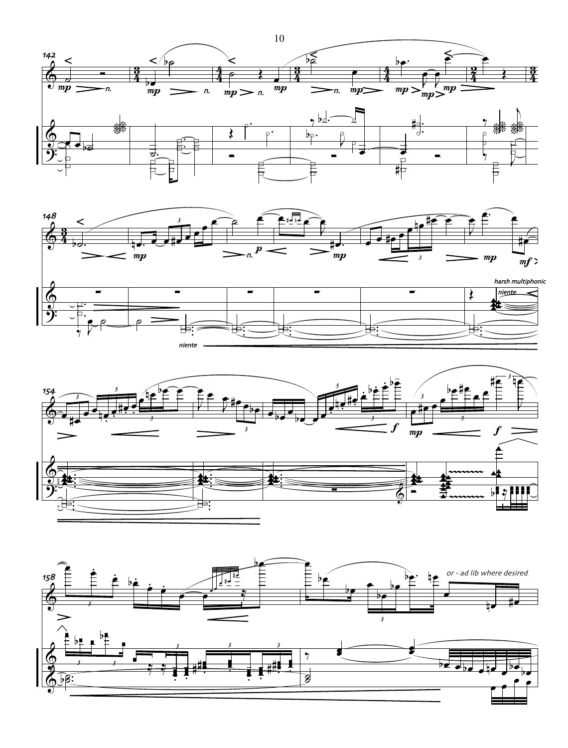harsh multiphonic

niente

niente

or - ad lib where desired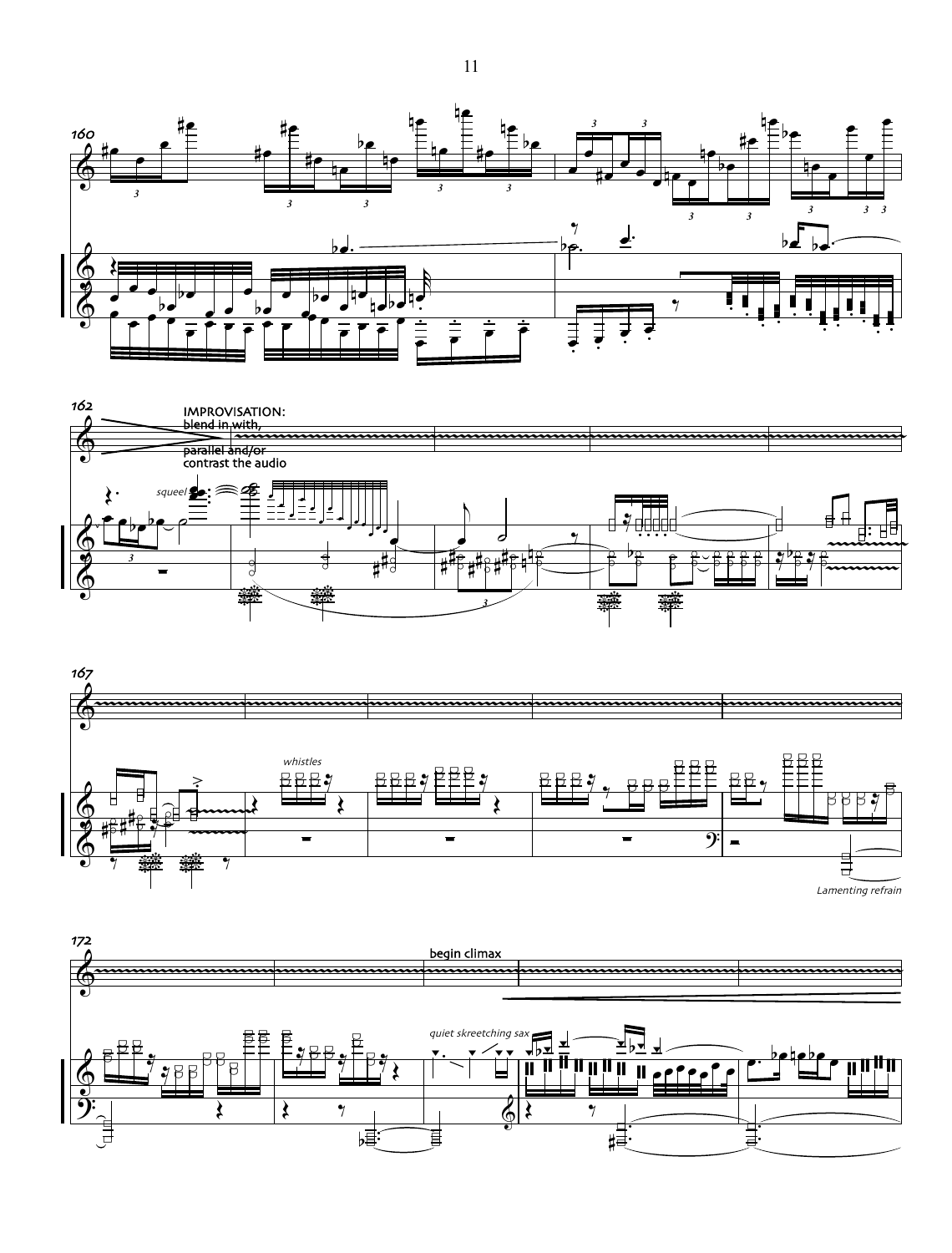160

162

IMPROVISATION:
blend in with,
parallel and/or
contrast the audio

*squeel*

167

*whistles*

*Lamenting refrain*

172

begin climax

*quiet skreetching sax*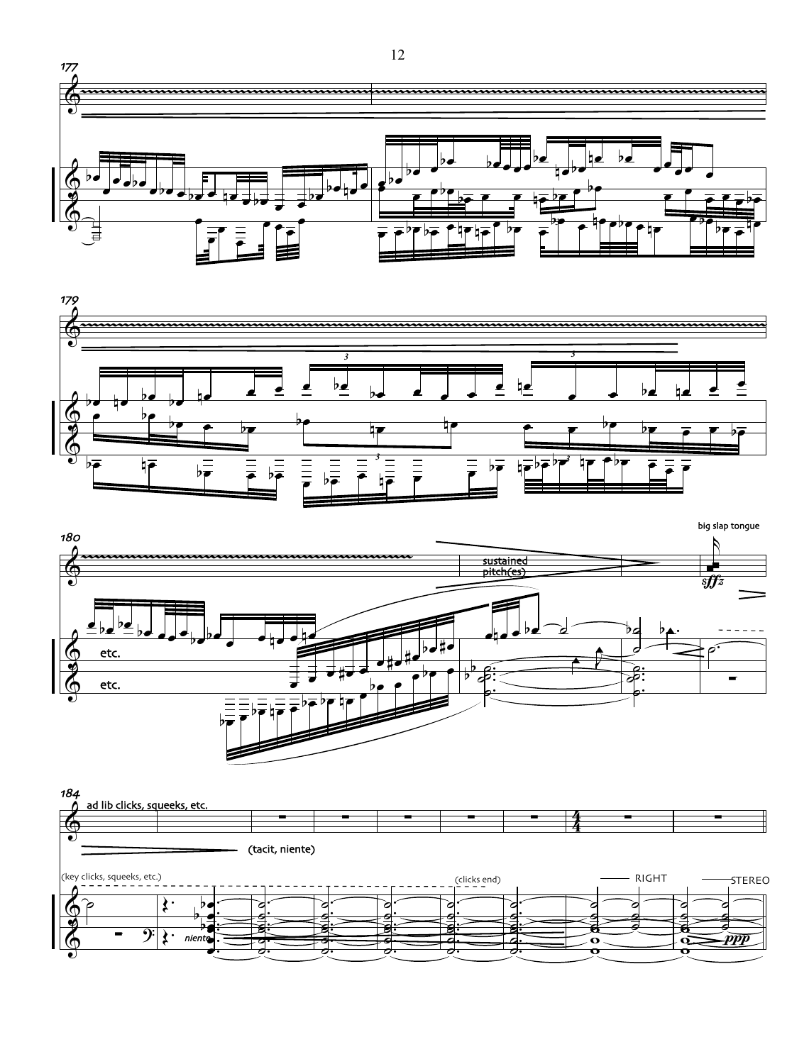177

179

180

sustained pitch(es)

big slap tongue

*sffz*

etc.

etc.

184

ad lib clicks, squeeks, etc.

(tacit, niente)

(key clicks, squeeks, etc.)

(clicks end)

RIGHT

STEREO

*niente*

*ppp*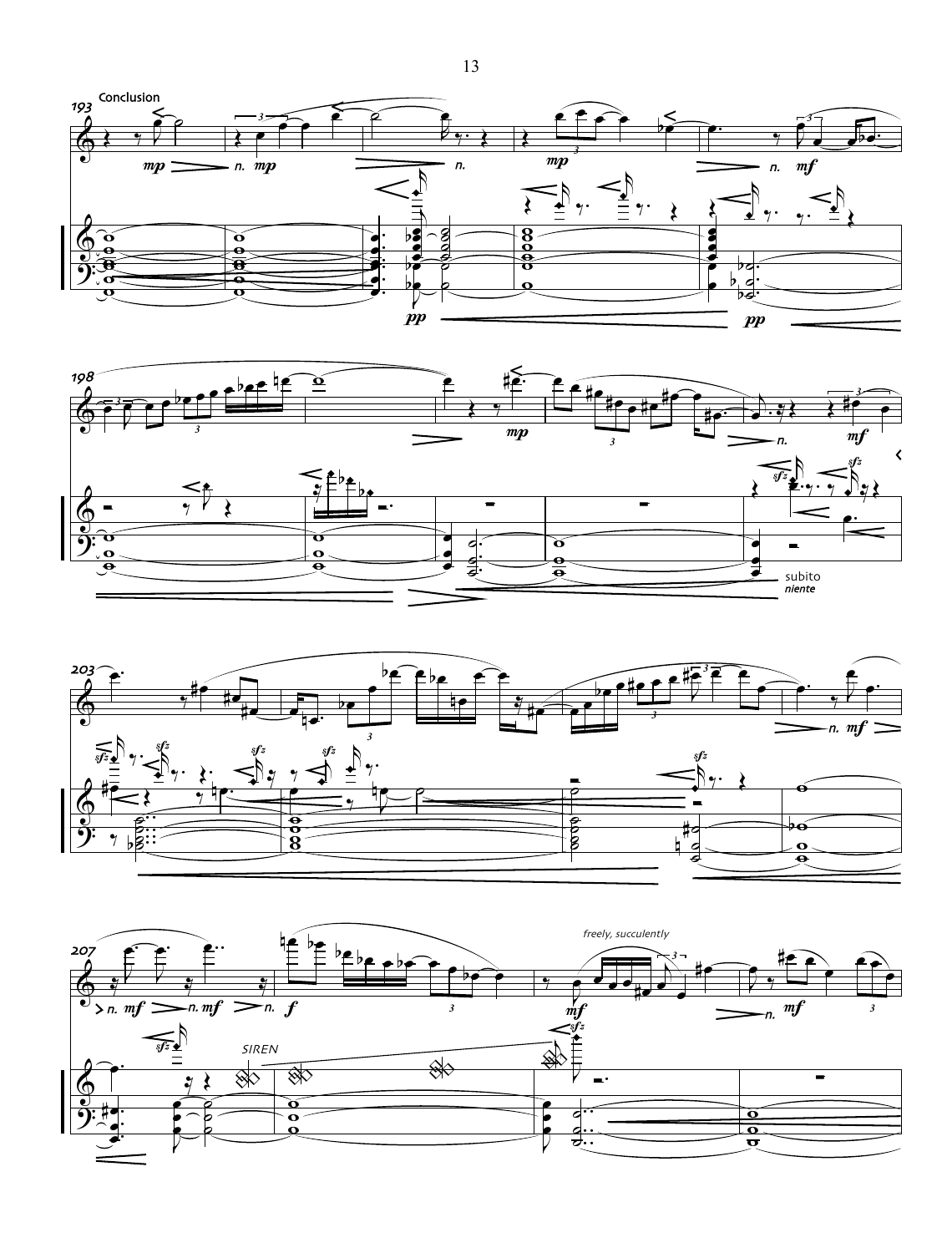Conclusion

*freely, succulently*

SIREN

subito *niente*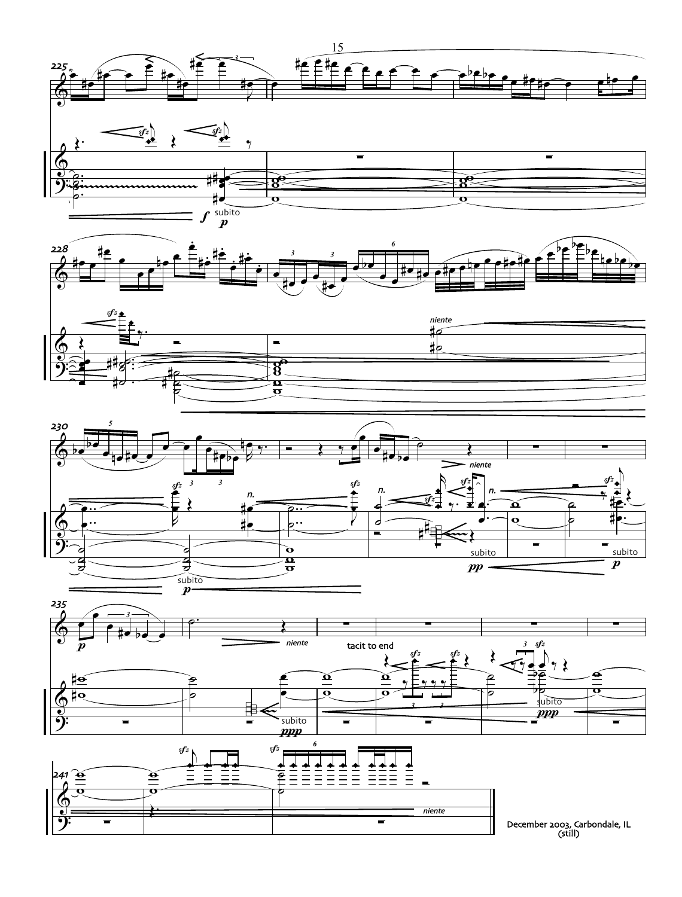December 2003, Carbondale, IL
(still)